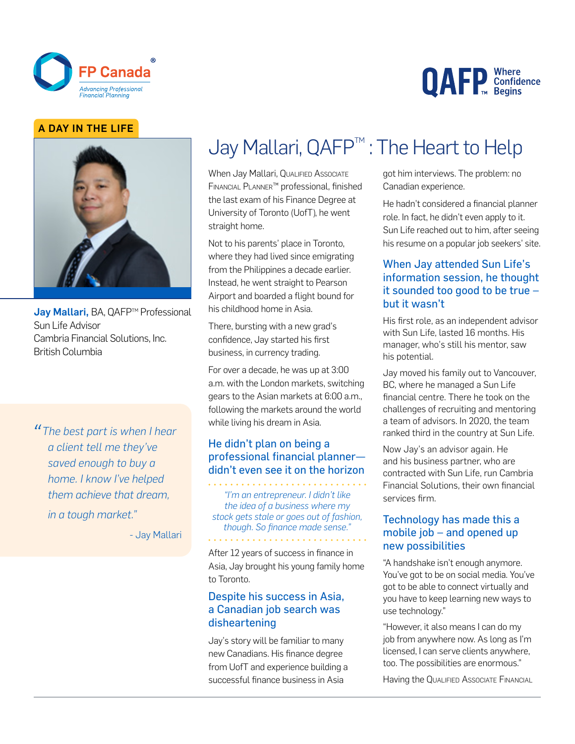FP Canada®
*Advancing Professional Financial Planning*

QAFP™ Where Confidence Begins

**A DAY IN THE LIFE**

**Jay Mallari,** BA, QAFP™ Professional
Sun Life Advisor
Cambria Financial Solutions, Inc.
British Columbia

> *"The best part is when I hear a client tell me they've saved enough to buy a home. I know I've helped them achieve that dream, in a tough market."*
>
> \- Jay Mallari

# Jay Mallari, QAFP™ : The Heart to Help

When Jay Mallari, Qualified Associate Financial Planner™ professional, finished the last exam of his Finance Degree at University of Toronto (UofT), he went straight home.

Not to his parents' place in Toronto, where they had lived since emigrating from the Philippines a decade earlier. Instead, he went straight to Pearson Airport and boarded a flight bound for his childhood home in Asia.

There, bursting with a new grad's confidence, Jay started his first business, in currency trading.

For over a decade, he was up at 3:00 a.m. with the London markets, switching gears to the Asian markets at 6:00 a.m., following the markets around the world while living his dream in Asia.

## He didn't plan on being a professional financial planner—didn't even see it on the horizon

> *"I'm an entrepreneur. I didn't like the idea of a business where my stock gets stale or goes out of fashion, though. So finance made sense."*

After 12 years of success in finance in Asia, Jay brought his young family home to Toronto.

## Despite his success in Asia, a Canadian job search was disheartening

Jay's story will be familiar to many new Canadians. His finance degree from UofT and experience building a successful finance business in Asia got him interviews. The problem: no Canadian experience.

He hadn't considered a financial planner role. In fact, he didn't even apply to it. Sun Life reached out to him, after seeing his resume on a popular job seekers' site.

## When Jay attended Sun Life's information session, he thought it sounded too good to be true – but it wasn't

His first role, as an independent advisor with Sun Life, lasted 16 months. His manager, who's still his mentor, saw his potential.

Jay moved his family out to Vancouver, BC, where he managed a Sun Life financial centre. There he took on the challenges of recruiting and mentoring a team of advisors. In 2020, the team ranked third in the country at Sun Life.

Now Jay's an advisor again. He and his business partner, who are contracted with Sun Life, run Cambria Financial Solutions, their own financial services firm.

## Technology has made this a mobile job – and opened up new possibilities

"A handshake isn't enough anymore. You've got to be on social media. You've got to be able to connect virtually and you have to keep learning new ways to use technology."

"However, it also means I can do my job from anywhere now. As long as I'm licensed, I can serve clients anywhere, too. The possibilities are enormous."

Having the Qualified Associate Financial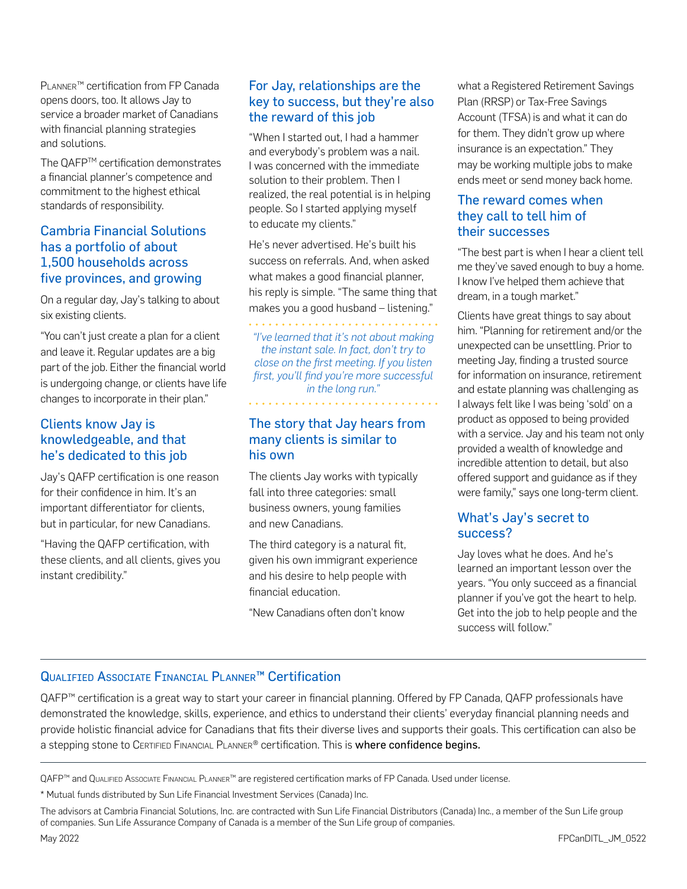Planner™ certification from FP Canada opens doors, too. It allows Jay to service a broader market of Canadians with financial planning strategies and solutions.

The QAFP™ certification demonstrates a financial planner's competence and commitment to the highest ethical standards of responsibility.

## Cambria Financial Solutions has a portfolio of about 1,500 households across five provinces, and growing

On a regular day, Jay's talking to about six existing clients.

"You can't just create a plan for a client and leave it. Regular updates are a big part of the job. Either the financial world is undergoing change, or clients have life changes to incorporate in their plan."

## Clients know Jay is knowledgeable, and that he's dedicated to this job

Jay's QAFP certification is one reason for their confidence in him. It's an important differentiator for clients, but in particular, for new Canadians.

"Having the QAFP certification, with these clients, and all clients, gives you instant credibility."

## For Jay, relationships are the key to success, but they're also the reward of this job

"When I started out, I had a hammer and everybody's problem was a nail. I was concerned with the immediate solution to their problem. Then I realized, the real potential is in helping people. So I started applying myself to educate my clients."

He's never advertised. He's built his success on referrals. And, when asked what makes a good financial planner, his reply is simple. "The same thing that makes you a good husband – listening."

*"I've learned that it's not about making the instant sale. In fact, don't try to close on the first meeting. If you listen first, you'll find you're more successful in the long run."*

## The story that Jay hears from many clients is similar to his own

The clients Jay works with typically fall into three categories: small business owners, young families and new Canadians.

The third category is a natural fit, given his own immigrant experience and his desire to help people with financial education.

"New Canadians often don't know what a Registered Retirement Savings Plan (RRSP) or Tax-Free Savings Account (TFSA) is and what it can do for them. They didn't grow up where insurance is an expectation." They may be working multiple jobs to make ends meet or send money back home.

## The reward comes when they call to tell him of their successes

"The best part is when I hear a client tell me they've saved enough to buy a home. I know I've helped them achieve that dream, in a tough market."

Clients have great things to say about him. "Planning for retirement and/or the unexpected can be unsettling. Prior to meeting Jay, finding a trusted source for information on insurance, retirement and estate planning was challenging as I always felt like I was being 'sold' on a product as opposed to being provided with a service. Jay and his team not only provided a wealth of knowledge and incredible attention to detail, but also offered support and guidance as if they were family," says one long-term client.

## What's Jay's secret to success?

Jay loves what he does. And he's learned an important lesson over the years. "You only succeed as a financial planner if you've got the heart to help. Get into the job to help people and the success will follow."

---

## Qualified Associate Financial Planner™ Certification

QAFP™ certification is a great way to start your career in financial planning. Offered by FP Canada, QAFP professionals have demonstrated the knowledge, skills, experience, and ethics to understand their clients' everyday financial planning needs and provide holistic financial advice for Canadians that fits their diverse lives and supports their goals. This certification can also be a stepping stone to Certified Financial Planner® certification. This is where confidence begins.

---

QAFP™ and Qualified Associate Financial Planner™ are registered certification marks of FP Canada. Used under license.

* Mutual funds distributed by Sun Life Financial Investment Services (Canada) Inc.

The advisors at Cambria Financial Solutions, Inc. are contracted with Sun Life Financial Distributors (Canada) Inc., a member of the Sun Life group of companies. Sun Life Assurance Company of Canada is a member of the Sun Life group of companies.

May 2022

FPCanDITL_JM_0522